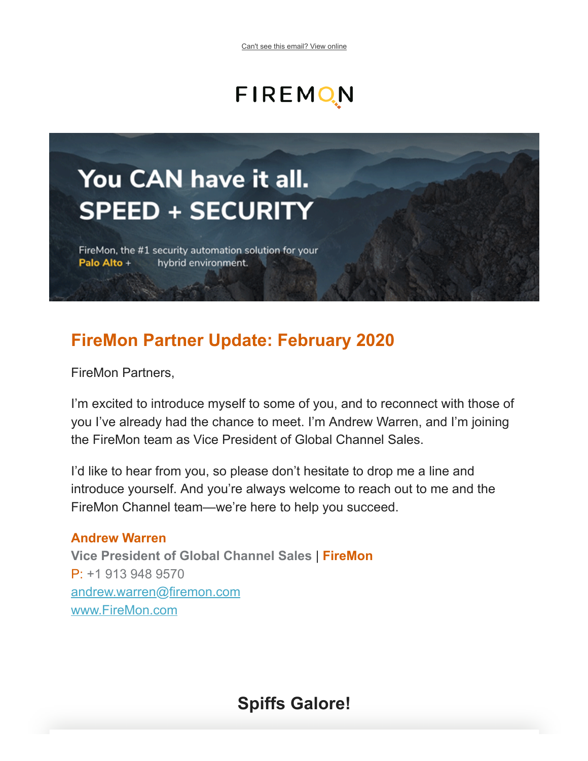Can't see this email? View online

FIREMON

You CAN have it all.
SPEED + SECURITY

FireMon, the #1 security automation solution for your **Palo Alto** + hybrid environment.

## FireMon Partner Update: February 2020

FireMon Partners,

I'm excited to introduce myself to some of you, and to reconnect with those of you I've already had the chance to meet. I'm Andrew Warren, and I'm joining the FireMon team as Vice President of Global Channel Sales.

I'd like to hear from you, so please don't hesitate to drop me a line and introduce yourself. And you're always welcome to reach out to me and the FireMon Channel team—we're here to help you succeed.

**Andrew Warren**
**Vice President of Global Channel Sales** | **FireMon**
P: +1 913 948 9570
andrew.warren@firemon.com
www.FireMon.com

## Spiffs Galore!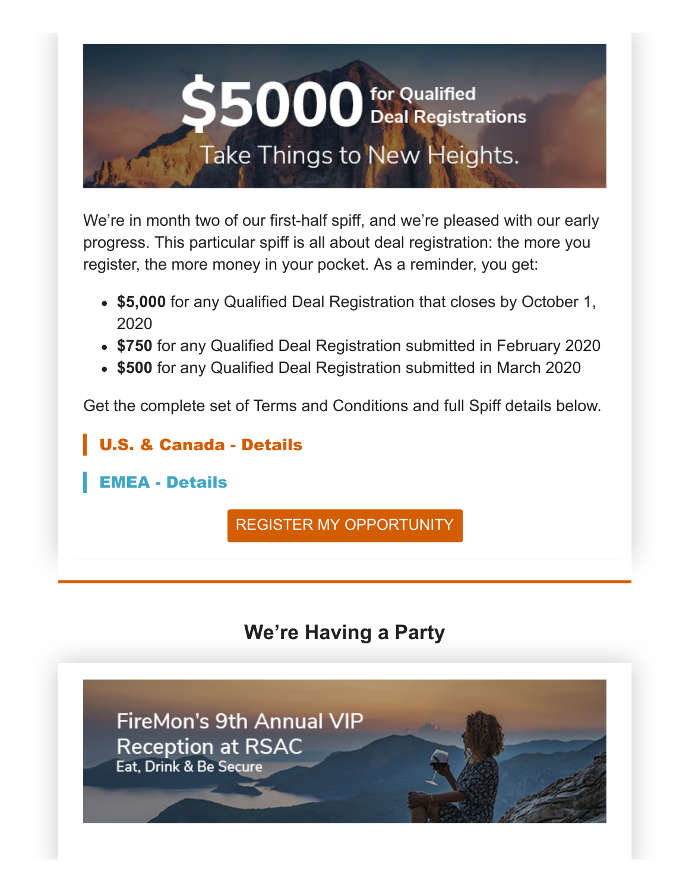$5000 for Qualified Deal Registrations

Take Things to New Heights.

We're in month two of our first-half spiff, and we're pleased with our early progress. This particular spiff is all about deal registration: the more you register, the more money in your pocket. As a reminder, you get:

- **$5,000** for any Qualified Deal Registration that closes by October 1, 2020
- **$750** for any Qualified Deal Registration submitted in February 2020
- **$500** for any Qualified Deal Registration submitted in March 2020

Get the complete set of Terms and Conditions and full Spiff details below.

**U.S. & Canada - Details**

**EMEA - Details**

REGISTER MY OPPORTUNITY

## We're Having a Party

FireMon's 9th Annual VIP Reception at RSAC

Eat, Drink & Be Secure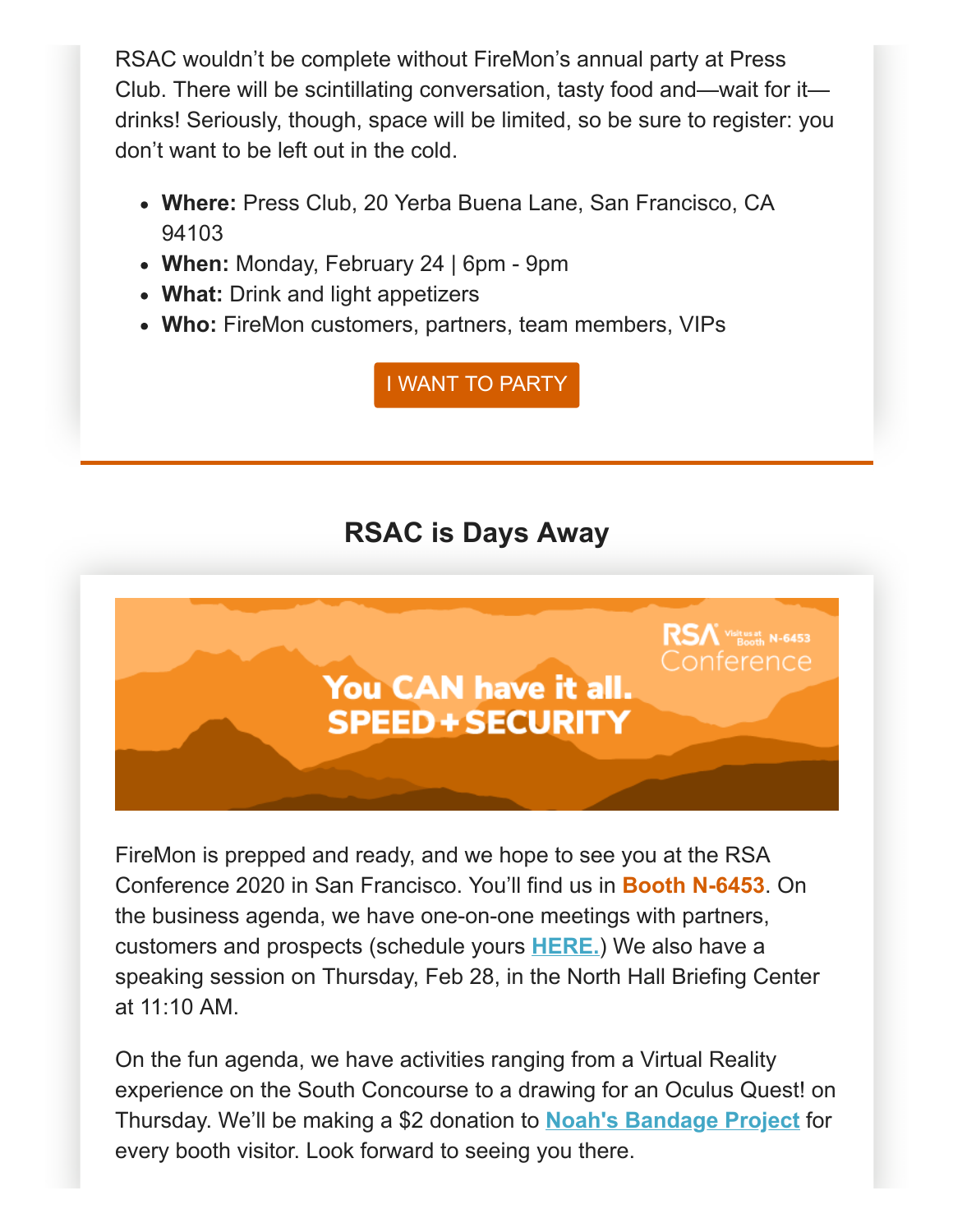RSAC wouldn't be complete without FireMon's annual party at Press Club. There will be scintillating conversation, tasty food and—wait for it—drinks! Seriously, though, space will be limited, so be sure to register: you don't want to be left out in the cold.

- **Where:** Press Club, 20 Yerba Buena Lane, San Francisco, CA 94103
- **When:** Monday, February 24 | 6pm - 9pm
- **What:** Drink and light appetizers
- **Who:** FireMon customers, partners, team members, VIPs

I WANT TO PARTY

## RSAC is Days Away

You CAN have it all. SPEED + SECURITY

RSA Conference Visit us at Booth N-6453

FireMon is prepped and ready, and we hope to see you at the RSA Conference 2020 in San Francisco. You'll find us in **Booth N-6453**. On the business agenda, we have one-on-one meetings with partners, customers and prospects (schedule yours **HERE.**) We also have a speaking session on Thursday, Feb 28, in the North Hall Briefing Center at 11:10 AM.

On the fun agenda, we have activities ranging from a Virtual Reality experience on the South Concourse to a drawing for an Oculus Quest! on Thursday. We'll be making a $2 donation to **Noah's Bandage Project** for every booth visitor. Look forward to seeing you there.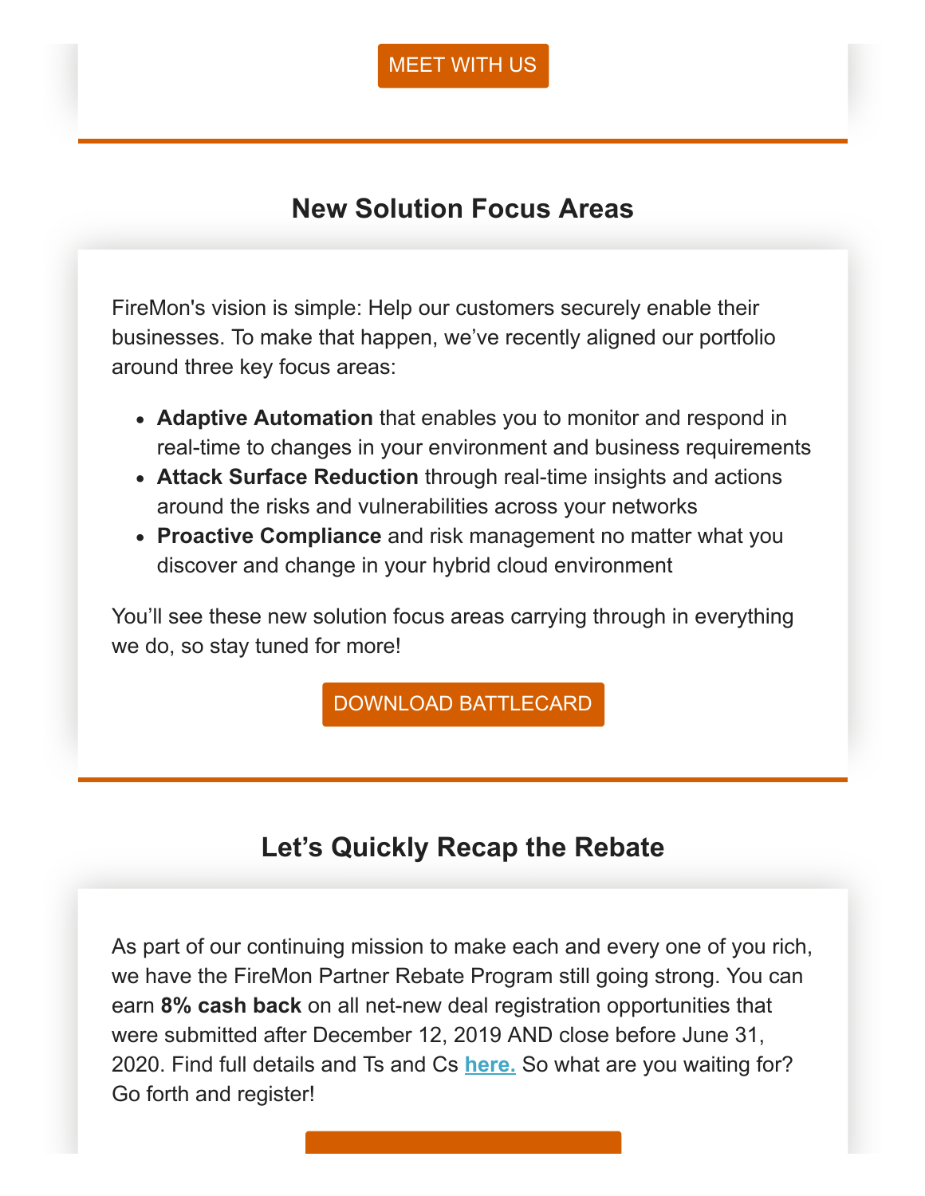MEET WITH US

## New Solution Focus Areas

FireMon's vision is simple: Help our customers securely enable their businesses. To make that happen, we've recently aligned our portfolio around three key focus areas:

- **Adaptive Automation** that enables you to monitor and respond in real-time to changes in your environment and business requirements
- **Attack Surface Reduction** through real-time insights and actions around the risks and vulnerabilities across your networks
- **Proactive Compliance** and risk management no matter what you discover and change in your hybrid cloud environment

You'll see these new solution focus areas carrying through in everything we do, so stay tuned for more!

DOWNLOAD BATTLECARD

## Let's Quickly Recap the Rebate

As part of our continuing mission to make each and every one of you rich, we have the FireMon Partner Rebate Program still going strong. You can earn **8% cash back** on all net-new deal registration opportunities that were submitted after December 12, 2019 AND close before June 31, 2020. Find full details and Ts and Cs **here.** So what are you waiting for? Go forth and register!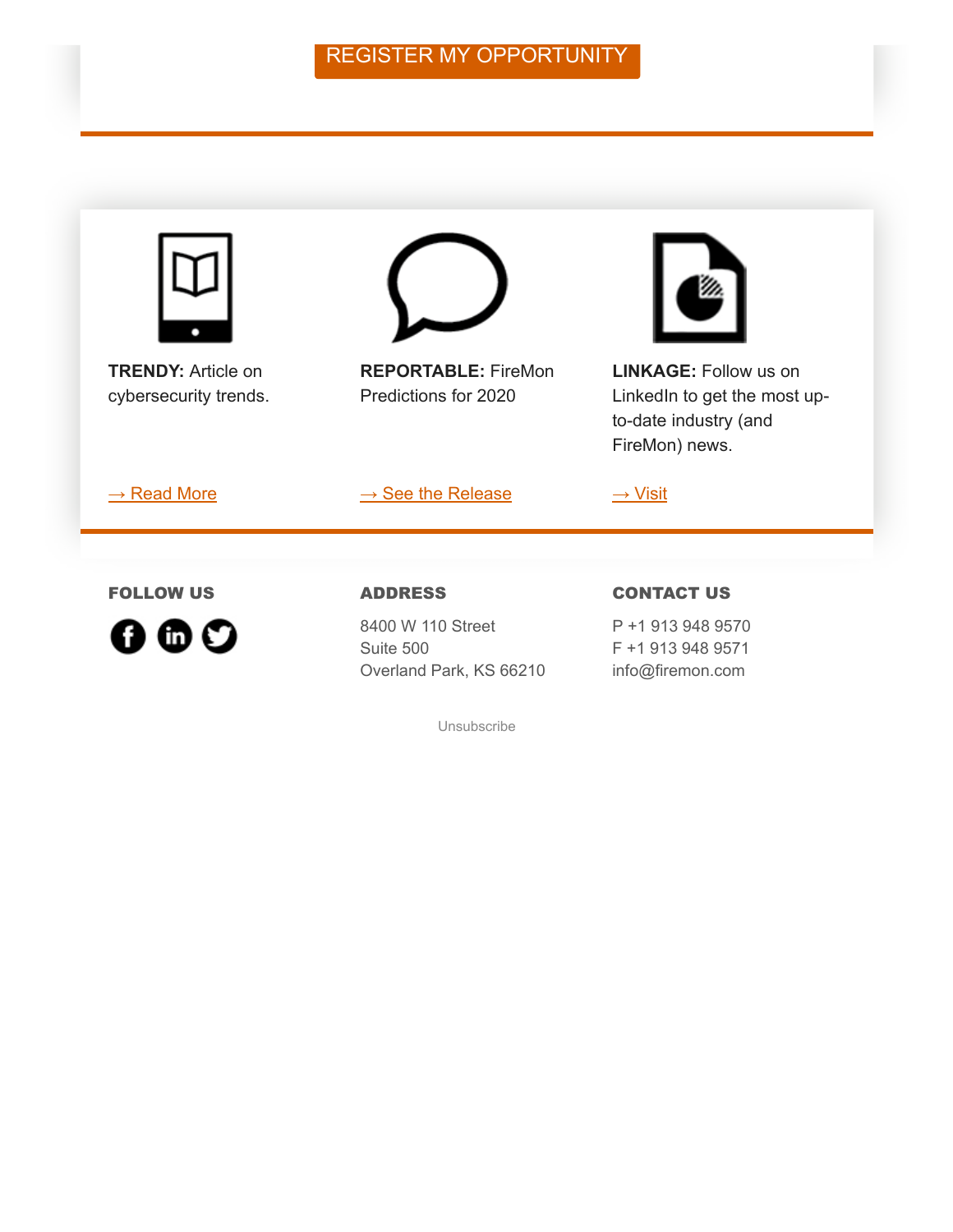REGISTER MY OPPORTUNITY

**TRENDY:** Article on cybersecurity trends.

→ Read More

**REPORTABLE:** FireMon Predictions for 2020

→ See the Release

**LINKAGE:** Follow us on LinkedIn to get the most up-to-date industry (and FireMon) news.

→ Visit

**FOLLOW US**

**ADDRESS**

8400 W 110 Street
Suite 500
Overland Park, KS 66210

**CONTACT US**

P +1 913 948 9570
F +1 913 948 9571
info@firemon.com

Unsubscribe